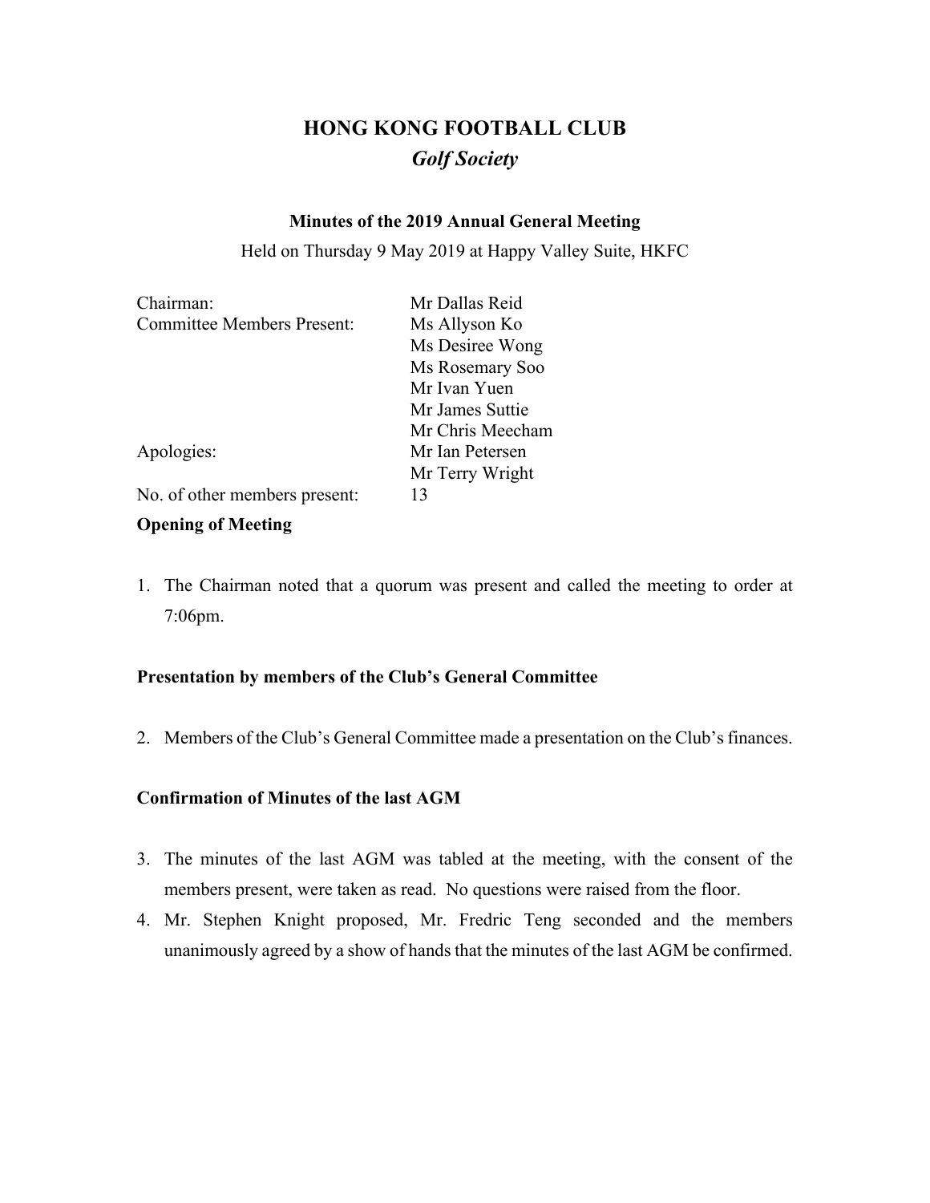# HONG KONG FOOTBALL CLUB

## *Golf Society*

### Minutes of the 2019 Annual General Meeting

Held on Thursday 9 May 2019 at Happy Valley Suite, HKFC

| | |
|---|---|
| Chairman: | Mr Dallas Reid |
| Committee Members Present: | Ms Allyson Ko |
| | Ms Desiree Wong |
| | Ms Rosemary Soo |
| | Mr Ivan Yuen |
| | Mr James Suttie |
| | Mr Chris Meecham |
| Apologies: | Mr Ian Petersen |
| | Mr Terry Wright |
| No. of other members present: | 13 |

**Opening of Meeting**

1. The Chairman noted that a quorum was present and called the meeting to order at 7:06pm.

**Presentation by members of the Club's General Committee**

2. Members of the Club's General Committee made a presentation on the Club's finances.

**Confirmation of Minutes of the last AGM**

3. The minutes of the last AGM was tabled at the meeting, with the consent of the members present, were taken as read. No questions were raised from the floor.
4. Mr. Stephen Knight proposed, Mr. Fredric Teng seconded and the members unanimously agreed by a show of hands that the minutes of the last AGM be confirmed.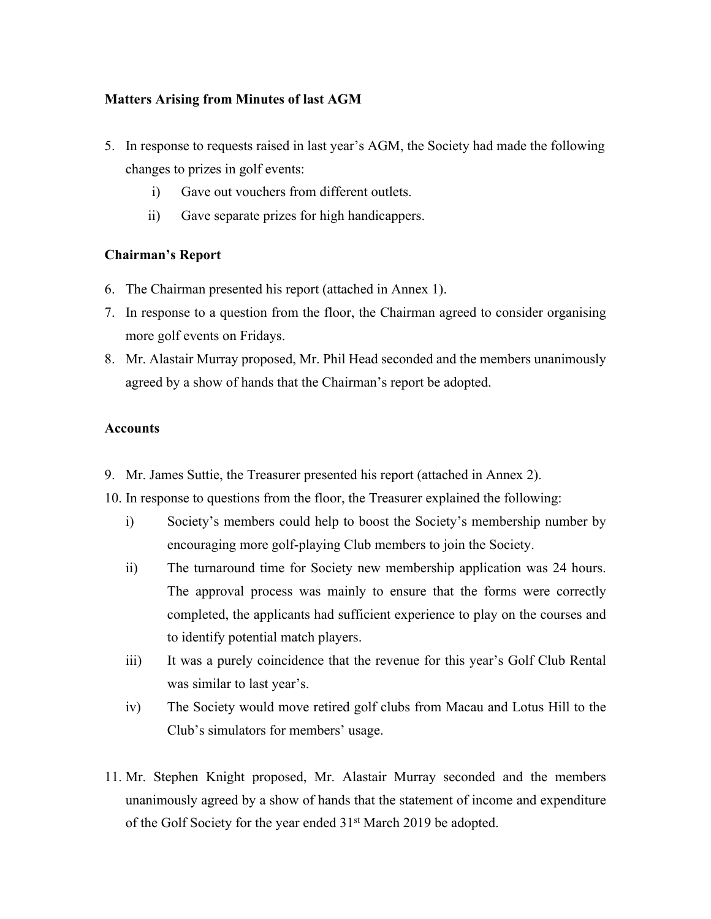**Matters Arising from Minutes of last AGM**

5. In response to requests raised in last year's AGM, the Society had made the following changes to prizes in golf events:
   i) Gave out vouchers from different outlets.
   ii) Gave separate prizes for high handicappers.

**Chairman's Report**

6. The Chairman presented his report (attached in Annex 1).
7. In response to a question from the floor, the Chairman agreed to consider organising more golf events on Fridays.
8. Mr. Alastair Murray proposed, Mr. Phil Head seconded and the members unanimously agreed by a show of hands that the Chairman's report be adopted.

**Accounts**

9. Mr. James Suttie, the Treasurer presented his report (attached in Annex 2).
10. In response to questions from the floor, the Treasurer explained the following:
    i) Society's members could help to boost the Society's membership number by encouraging more golf-playing Club members to join the Society.
    ii) The turnaround time for Society new membership application was 24 hours. The approval process was mainly to ensure that the forms were correctly completed, the applicants had sufficient experience to play on the courses and to identify potential match players.
    iii) It was a purely coincidence that the revenue for this year's Golf Club Rental was similar to last year's.
    iv) The Society would move retired golf clubs from Macau and Lotus Hill to the Club's simulators for members' usage.

11. Mr. Stephen Knight proposed, Mr. Alastair Murray seconded and the members unanimously agreed by a show of hands that the statement of income and expenditure of the Golf Society for the year ended 31st March 2019 be adopted.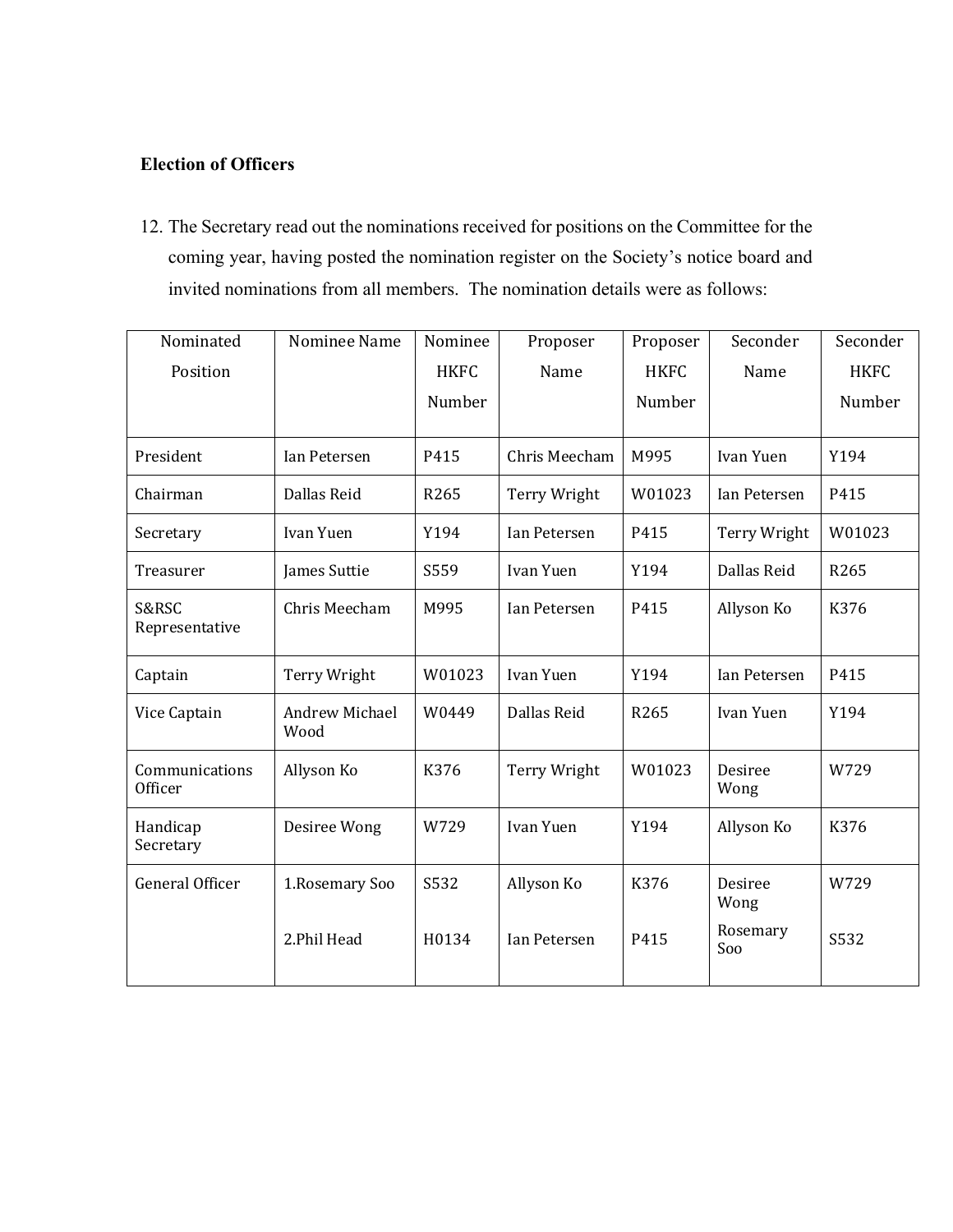**Election of Officers**

12. The Secretary read out the nominations received for positions on the Committee for the coming year, having posted the nomination register on the Society's notice board and invited nominations from all members. The nomination details were as follows:

| Nominated Position | Nominee Name | Nominee HKFC Number | Proposer Name | Proposer HKFC Number | Seconder Name | Seconder HKFC Number |
|---|---|---|---|---|---|---|
| President | Ian Petersen | P415 | Chris Meecham | M995 | Ivan Yuen | Y194 |
| Chairman | Dallas Reid | R265 | Terry Wright | W01023 | Ian Petersen | P415 |
| Secretary | Ivan Yuen | Y194 | Ian Petersen | P415 | Terry Wright | W01023 |
| Treasurer | James Suttie | S559 | Ivan Yuen | Y194 | Dallas Reid | R265 |
| S&RSC Representative | Chris Meecham | M995 | Ian Petersen | P415 | Allyson Ko | K376 |
| Captain | Terry Wright | W01023 | Ivan Yuen | Y194 | Ian Petersen | P415 |
| Vice Captain | Andrew Michael Wood | W0449 | Dallas Reid | R265 | Ivan Yuen | Y194 |
| Communications Officer | Allyson Ko | K376 | Terry Wright | W01023 | Desiree Wong | W729 |
| Handicap Secretary | Desiree Wong | W729 | Ivan Yuen | Y194 | Allyson Ko | K376 |
| General Officer | 1.Rosemary Soo | S532 | Allyson Ko | K376 | Desiree Wong | W729 |
| | 2.Phil Head | H0134 | Ian Petersen | P415 | Rosemary Soo | S532 |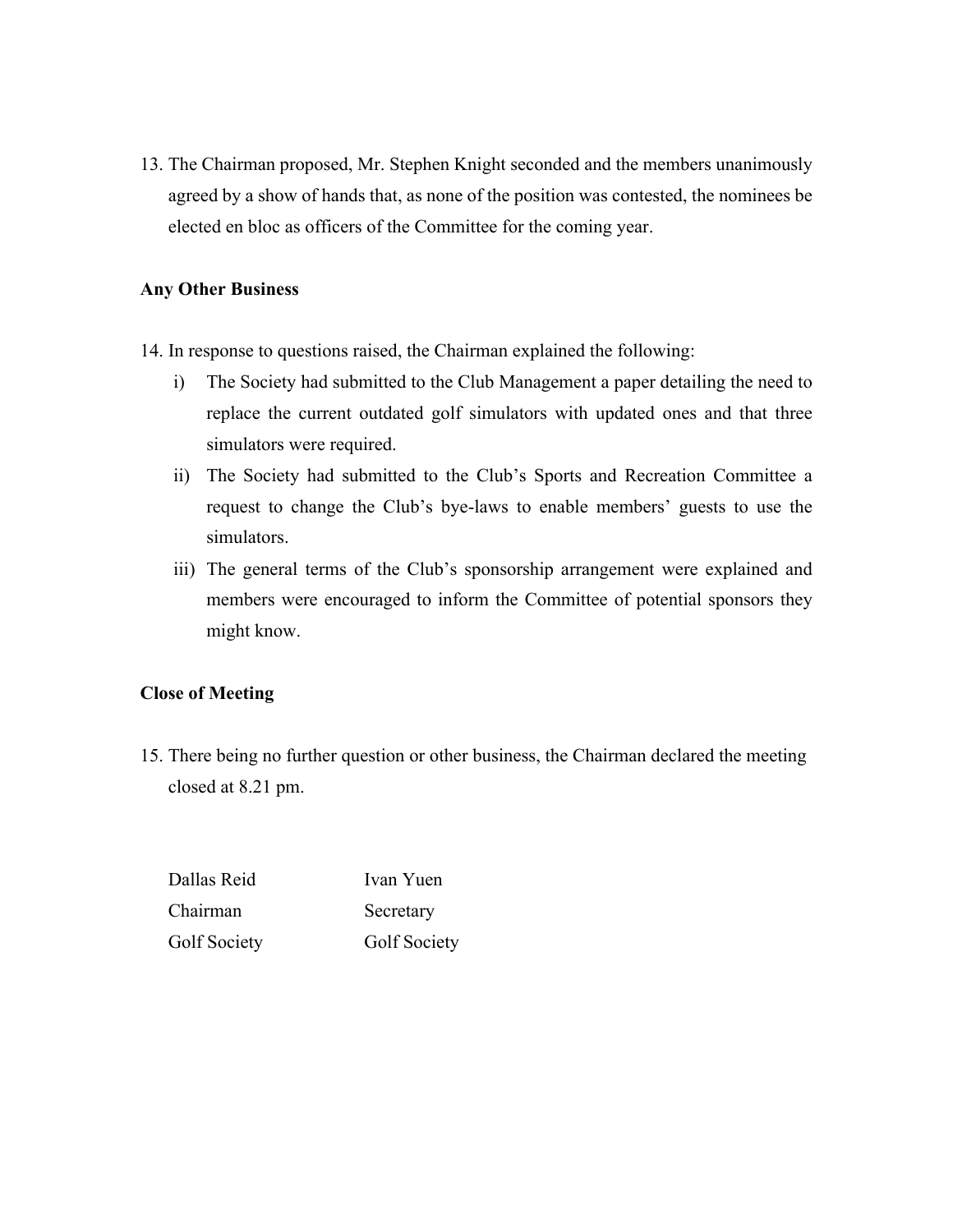13. The Chairman proposed, Mr. Stephen Knight seconded and the members unanimously agreed by a show of hands that, as none of the position was contested, the nominees be elected en bloc as officers of the Committee for the coming year.

**Any Other Business**

14. In response to questions raised, the Chairman explained the following:
    i) The Society had submitted to the Club Management a paper detailing the need to replace the current outdated golf simulators with updated ones and that three simulators were required.
    ii) The Society had submitted to the Club's Sports and Recreation Committee a request to change the Club's bye-laws to enable members' guests to use the simulators.
    iii) The general terms of the Club's sponsorship arrangement were explained and members were encouraged to inform the Committee of potential sponsors they might know.

**Close of Meeting**

15. There being no further question or other business, the Chairman declared the meeting closed at 8.21 pm.

| | |
|---|---|
| Dallas Reid | Ivan Yuen |
| Chairman | Secretary |
| Golf Society | Golf Society |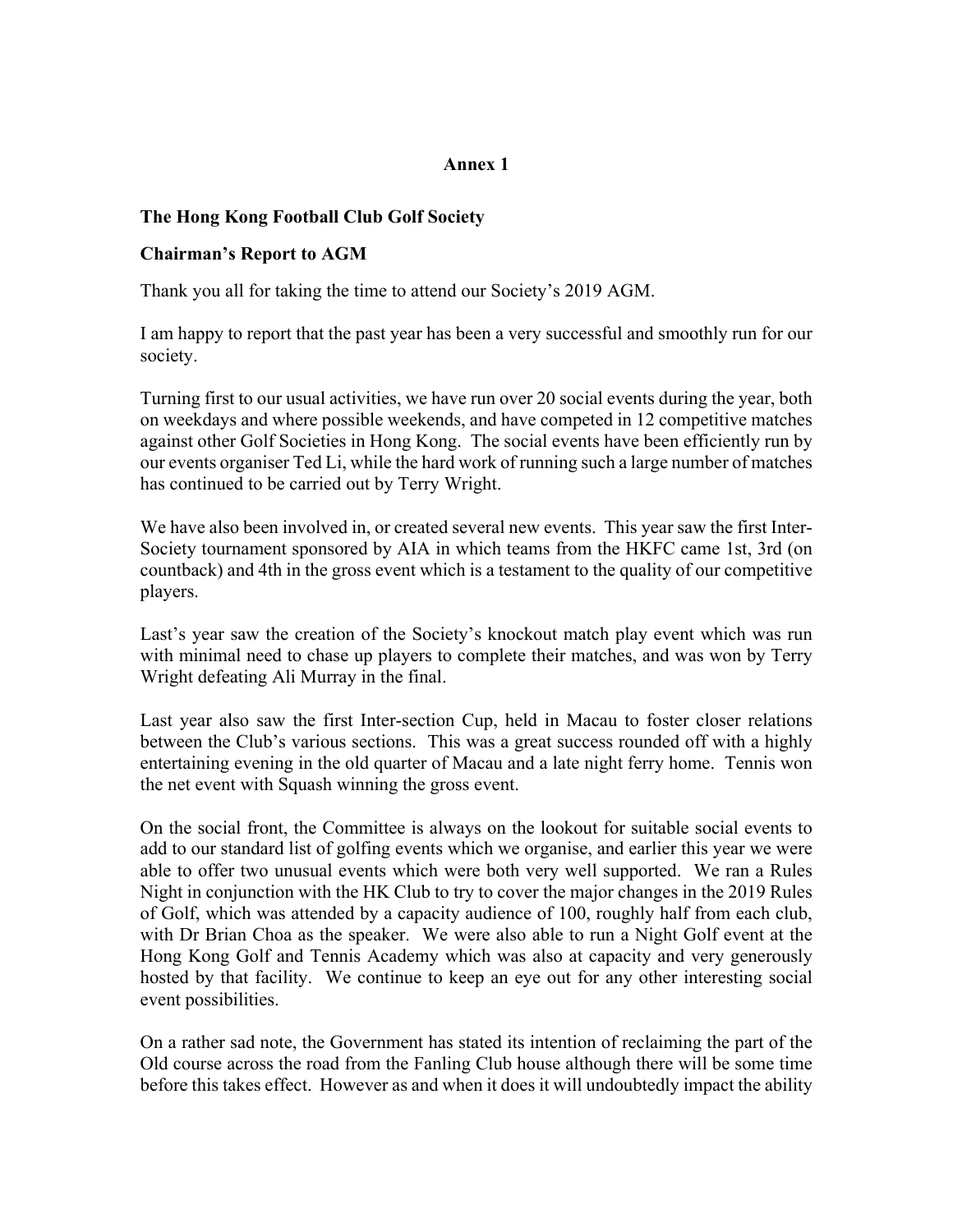**Annex 1**

**The Hong Kong Football Club Golf Society**

**Chairman's Report to AGM**

Thank you all for taking the time to attend our Society's 2019 AGM.

I am happy to report that the past year has been a very successful and smoothly run for our society.

Turning first to our usual activities, we have run over 20 social events during the year, both on weekdays and where possible weekends, and have competed in 12 competitive matches against other Golf Societies in Hong Kong. The social events have been efficiently run by our events organiser Ted Li, while the hard work of running such a large number of matches has continued to be carried out by Terry Wright.

We have also been involved in, or created several new events. This year saw the first Inter-Society tournament sponsored by AIA in which teams from the HKFC came 1st, 3rd (on countback) and 4th in the gross event which is a testament to the quality of our competitive players.

Last's year saw the creation of the Society's knockout match play event which was run with minimal need to chase up players to complete their matches, and was won by Terry Wright defeating Ali Murray in the final.

Last year also saw the first Inter-section Cup, held in Macau to foster closer relations between the Club's various sections. This was a great success rounded off with a highly entertaining evening in the old quarter of Macau and a late night ferry home. Tennis won the net event with Squash winning the gross event.

On the social front, the Committee is always on the lookout for suitable social events to add to our standard list of golfing events which we organise, and earlier this year we were able to offer two unusual events which were both very well supported. We ran a Rules Night in conjunction with the HK Club to try to cover the major changes in the 2019 Rules of Golf, which was attended by a capacity audience of 100, roughly half from each club, with Dr Brian Choa as the speaker. We were also able to run a Night Golf event at the Hong Kong Golf and Tennis Academy which was also at capacity and very generously hosted by that facility. We continue to keep an eye out for any other interesting social event possibilities.

On a rather sad note, the Government has stated its intention of reclaiming the part of the Old course across the road from the Fanling Club house although there will be some time before this takes effect. However as and when it does it will undoubtedly impact the ability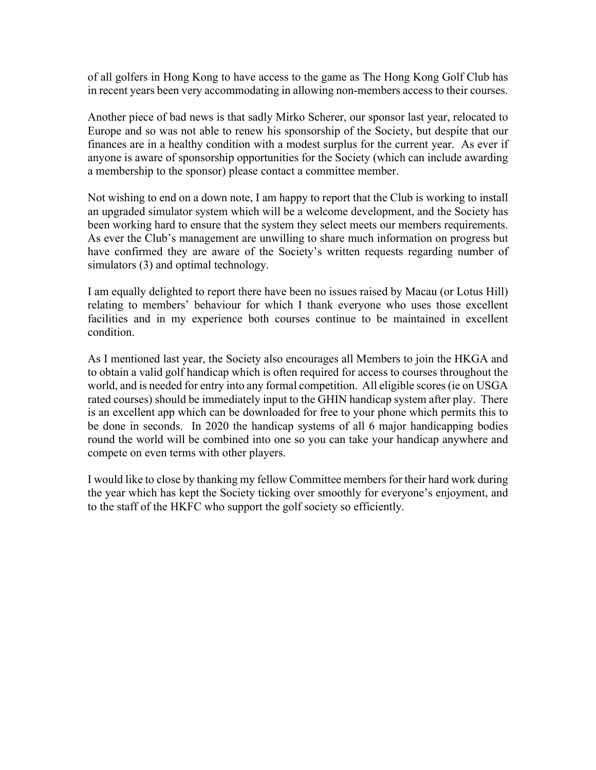of all golfers in Hong Kong to have access to the game as The Hong Kong Golf Club has in recent years been very accommodating in allowing non-members access to their courses.

Another piece of bad news is that sadly Mirko Scherer, our sponsor last year, relocated to Europe and so was not able to renew his sponsorship of the Society, but despite that our finances are in a healthy condition with a modest surplus for the current year. As ever if anyone is aware of sponsorship opportunities for the Society (which can include awarding a membership to the sponsor) please contact a committee member.

Not wishing to end on a down note, I am happy to report that the Club is working to install an upgraded simulator system which will be a welcome development, and the Society has been working hard to ensure that the system they select meets our members requirements. As ever the Club's management are unwilling to share much information on progress but have confirmed they are aware of the Society's written requests regarding number of simulators (3) and optimal technology.

I am equally delighted to report there have been no issues raised by Macau (or Lotus Hill) relating to members' behaviour for which I thank everyone who uses those excellent facilities and in my experience both courses continue to be maintained in excellent condition.

As I mentioned last year, the Society also encourages all Members to join the HKGA and to obtain a valid golf handicap which is often required for access to courses throughout the world, and is needed for entry into any formal competition. All eligible scores (ie on USGA rated courses) should be immediately input to the GHIN handicap system after play. There is an excellent app which can be downloaded for free to your phone which permits this to be done in seconds. In 2020 the handicap systems of all 6 major handicapping bodies round the world will be combined into one so you can take your handicap anywhere and compete on even terms with other players.

I would like to close by thanking my fellow Committee members for their hard work during the year which has kept the Society ticking over smoothly for everyone's enjoyment, and to the staff of the HKFC who support the golf society so efficiently.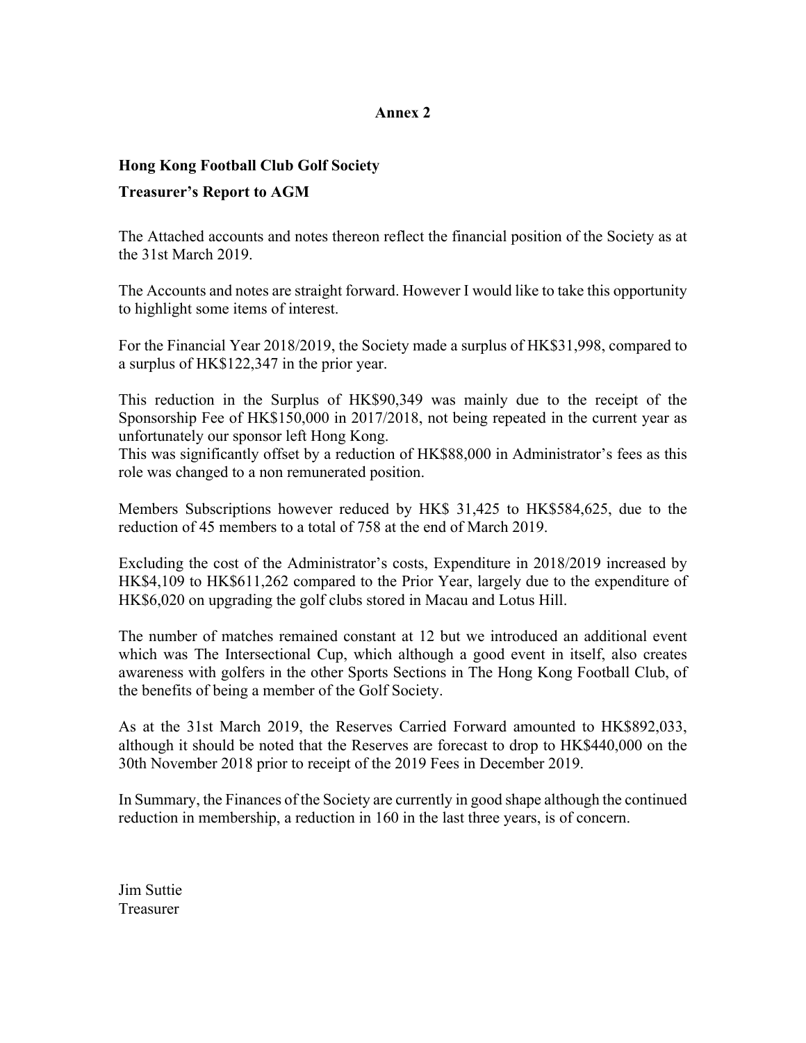**Annex 2**

**Hong Kong Football Club Golf Society**

**Treasurer's Report to AGM**

The Attached accounts and notes thereon reflect the financial position of the Society as at the 31st March 2019.

The Accounts and notes are straight forward. However I would like to take this opportunity to highlight some items of interest.

For the Financial Year 2018/2019, the Society made a surplus of HK$31,998, compared to a surplus of HK$122,347 in the prior year.

This reduction in the Surplus of HK$90,349 was mainly due to the receipt of the Sponsorship Fee of HK$150,000 in 2017/2018, not being repeated in the current year as unfortunately our sponsor left Hong Kong.
This was significantly offset by a reduction of HK$88,000 in Administrator's fees as this role was changed to a non remunerated position.

Members Subscriptions however reduced by HK$ 31,425 to HK$584,625, due to the reduction of 45 members to a total of 758 at the end of March 2019.

Excluding the cost of the Administrator's costs, Expenditure in 2018/2019 increased by HK$4,109 to HK$611,262 compared to the Prior Year, largely due to the expenditure of HK$6,020 on upgrading the golf clubs stored in Macau and Lotus Hill.

The number of matches remained constant at 12 but we introduced an additional event which was The Intersectional Cup, which although a good event in itself, also creates awareness with golfers in the other Sports Sections in The Hong Kong Football Club, of the benefits of being a member of the Golf Society.

As at the 31st March 2019, the Reserves Carried Forward amounted to HK$892,033, although it should be noted that the Reserves are forecast to drop to HK$440,000 on the 30th November 2018 prior to receipt of the 2019 Fees in December 2019.

In Summary, the Finances of the Society are currently in good shape although the continued reduction in membership, a reduction in 160 in the last three years, is of concern.

Jim Suttie
Treasurer